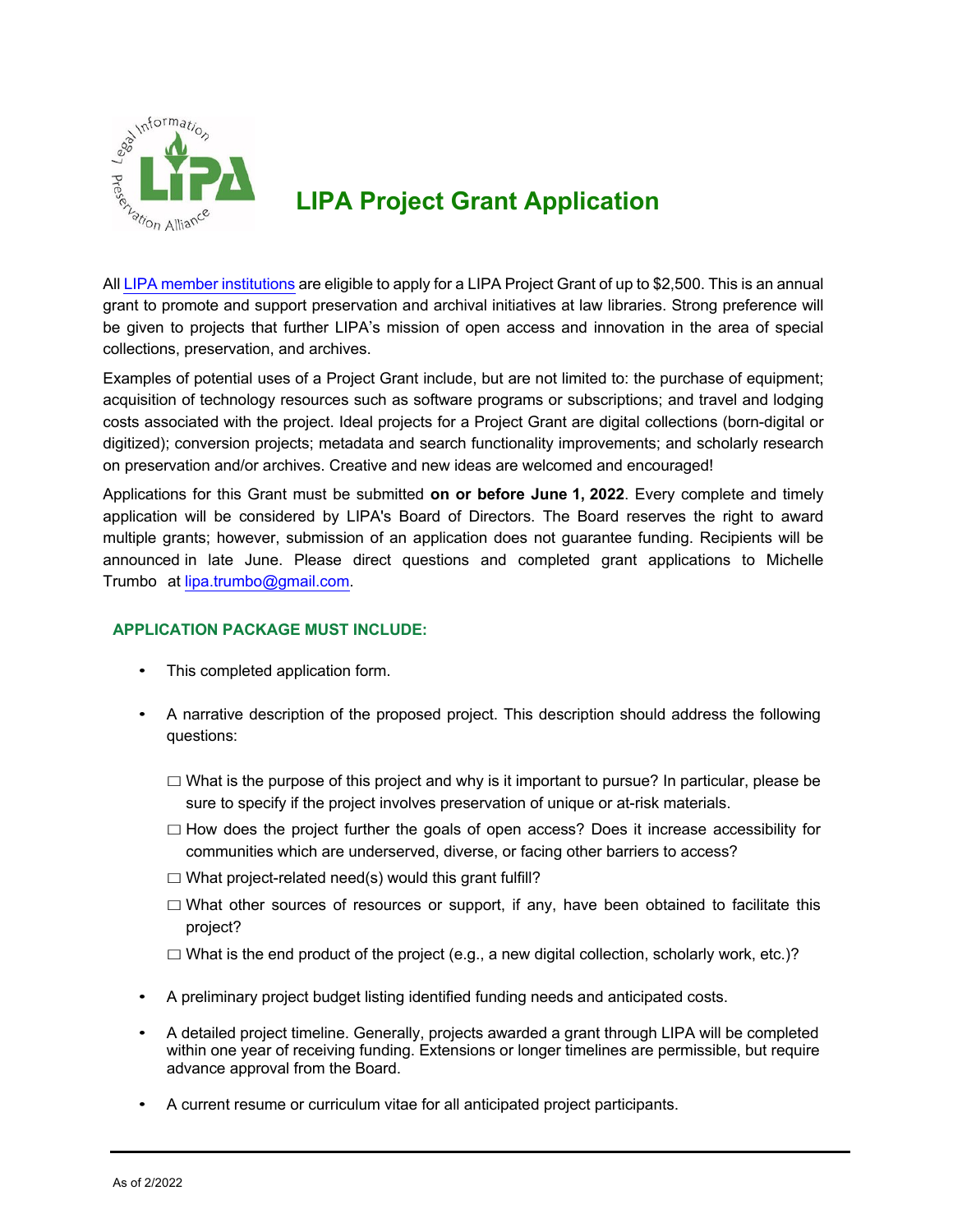# LIPA Project Grant Application

All LIPA member institutions are eligible to apply for a LIPA Project Grant of up to $2,500. This is an annual grant to promote and support preservation and archival initiatives at law libraries. Strong preference will be given to projects that further LIPA's mission of open access and innovation in the area of special collections, preservation, and archives.

Examples of potential uses of a Project Grant include, but are not limited to: the purchase of equipment; acquisition of technology resources such as software programs or subscriptions; and travel and lodging costs associated with the project. Ideal projects for a Project Grant are digital collections (born-digital or digitized); conversion projects; metadata and search functionality improvements; and scholarly research on preservation and/or archives. Creative and new ideas are welcomed and encouraged!

Applications for this Grant must be submitted **on or before June 1, 2022**. Every complete and timely application will be considered by LIPA's Board of Directors. The Board reserves the right to award multiple grants; however, submission of an application does not guarantee funding. Recipients will be announced in late June. Please direct questions and completed grant applications to Michelle Trumbo at lipa.trumbo@gmail.com.

## APPLICATION PACKAGE MUST INCLUDE:

- This completed application form.
- A narrative description of the proposed project. This description should address the following questions:
  - ☐ What is the purpose of this project and why is it important to pursue? In particular, please be sure to specify if the project involves preservation of unique or at-risk materials.
  - ☐ How does the project further the goals of open access? Does it increase accessibility for communities which are underserved, diverse, or facing other barriers to access?
  - ☐ What project-related need(s) would this grant fulfill?
  - ☐ What other sources of resources or support, if any, have been obtained to facilitate this project?
  - ☐ What is the end product of the project (e.g., a new digital collection, scholarly work, etc.)?
- A preliminary project budget listing identified funding needs and anticipated costs.
- A detailed project timeline. Generally, projects awarded a grant through LIPA will be completed within one year of receiving funding. Extensions or longer timelines are permissible, but require advance approval from the Board.
- A current resume or curriculum vitae for all anticipated project participants.

As of 2/2022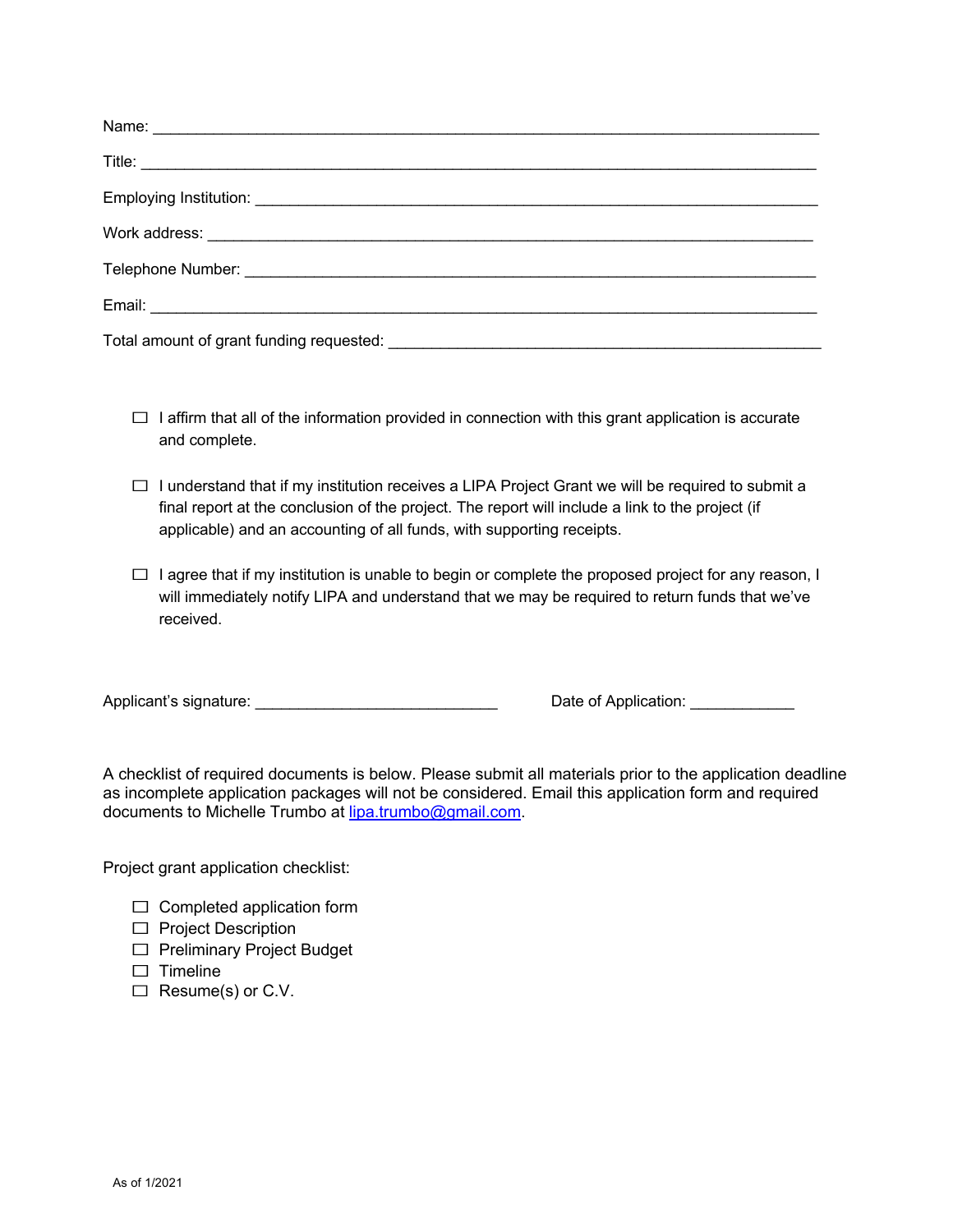Name: ___________________________________________________________________________

Title: ____________________________________________________________________________

Employing Institution: ______________________________________________________________

Work address: ____________________________________________________________________

Telephone Number: ________________________________________________________________

Email: ___________________________________________________________________________

Total amount of grant funding requested: ___________________________________________

- ☐ I affirm that all of the information provided in connection with this grant application is accurate and complete.
- ☐ I understand that if my institution receives a LIPA Project Grant we will be required to submit a final report at the conclusion of the project. The report will include a link to the project (if applicable) and an accounting of all funds, with supporting receipts.
- ☐ I agree that if my institution is unable to begin or complete the proposed project for any reason, I will immediately notify LIPA and understand that we may be required to return funds that we've received.

Applicant's signature: ____________________________ Date of Application: ____________

A checklist of required documents is below. Please submit all materials prior to the application deadline as incomplete application packages will not be considered. Email this application form and required documents to Michelle Trumbo at lipa.trumbo@gmail.com.

Project grant application checklist:

- ☐ Completed application form
- ☐ Project Description
- ☐ Preliminary Project Budget
- ☐ Timeline
- ☐ Resume(s) or C.V.

As of 1/2021